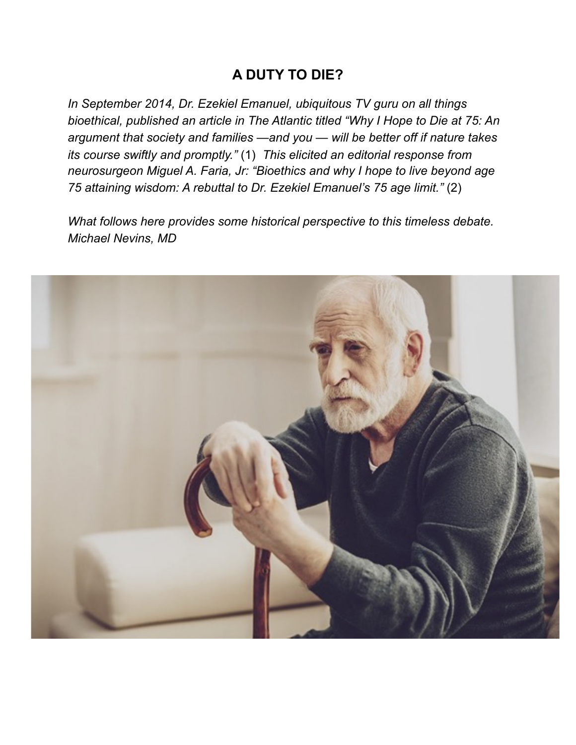# A DUTY TO DIE?

*In September 2014, Dr. Ezekiel Emanuel, ubiquitous TV guru on all things bioethical, published an article in The Atlantic titled "Why I Hope to Die at 75: An argument that society and families —and you — will be better off if nature takes its course swiftly and promptly."* (1) *This elicited an editorial response from neurosurgeon Miguel A. Faria, Jr: "Bioethics and why I hope to live beyond age 75 attaining wisdom: A rebuttal to Dr. Ezekiel Emanuel's 75 age limit."* (2)

*What follows here provides some historical perspective to this timeless debate.*
*Michael Nevins, MD*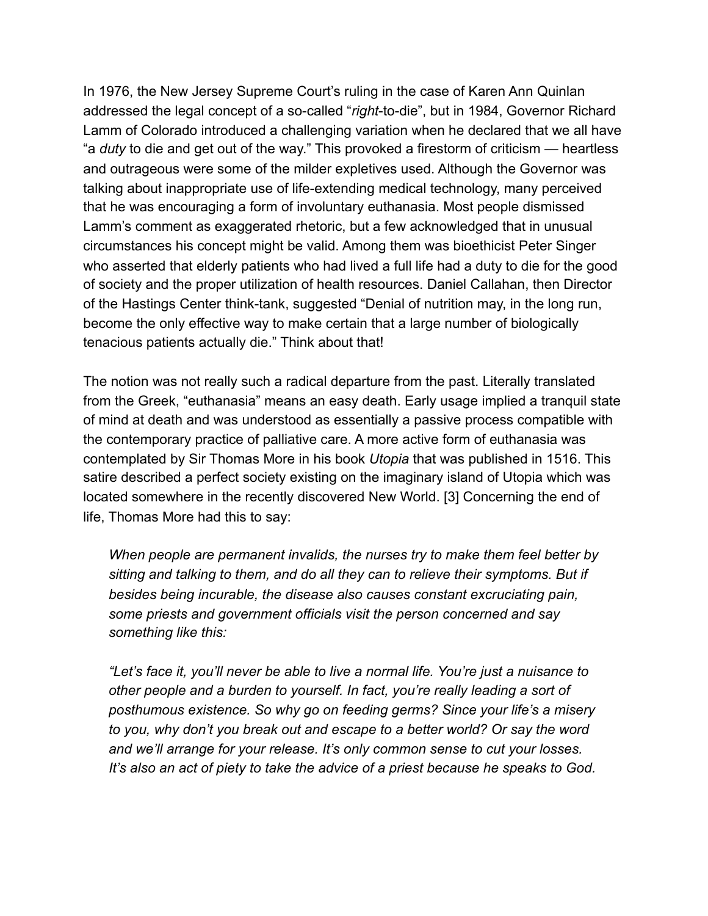In 1976, the New Jersey Supreme Court's ruling in the case of Karen Ann Quinlan addressed the legal concept of a so-called "*right*-to-die", but in 1984, Governor Richard Lamm of Colorado introduced a challenging variation when he declared that we all have "a *duty* to die and get out of the way." This provoked a firestorm of criticism — heartless and outrageous were some of the milder expletives used. Although the Governor was talking about inappropriate use of life-extending medical technology, many perceived that he was encouraging a form of involuntary euthanasia. Most people dismissed Lamm's comment as exaggerated rhetoric, but a few acknowledged that in unusual circumstances his concept might be valid. Among them was bioethicist Peter Singer who asserted that elderly patients who had lived a full life had a duty to die for the good of society and the proper utilization of health resources. Daniel Callahan, then Director of the Hastings Center think-tank, suggested "Denial of nutrition may, in the long run, become the only effective way to make certain that a large number of biologically tenacious patients actually die." Think about that!

The notion was not really such a radical departure from the past. Literally translated from the Greek, "euthanasia" means an easy death. Early usage implied a tranquil state of mind at death and was understood as essentially a passive process compatible with the contemporary practice of palliative care. A more active form of euthanasia was contemplated by Sir Thomas More in his book *Utopia* that was published in 1516. This satire described a perfect society existing on the imaginary island of Utopia which was located somewhere in the recently discovered New World. [3] Concerning the end of life, Thomas More had this to say:

> *When people are permanent invalids, the nurses try to make them feel better by sitting and talking to them, and do all they can to relieve their symptoms. But if besides being incurable, the disease also causes constant excruciating pain, some priests and government officials visit the person concerned and say something like this:*
>
> *"Let's face it, you'll never be able to live a normal life. You're just a nuisance to other people and a burden to yourself. In fact, you're really leading a sort of posthumous existence. So why go on feeding germs? Since your life's a misery to you, why don't you break out and escape to a better world? Or say the word and we'll arrange for your release. It's only common sense to cut your losses. It's also an act of piety to take the advice of a priest because he speaks to God.*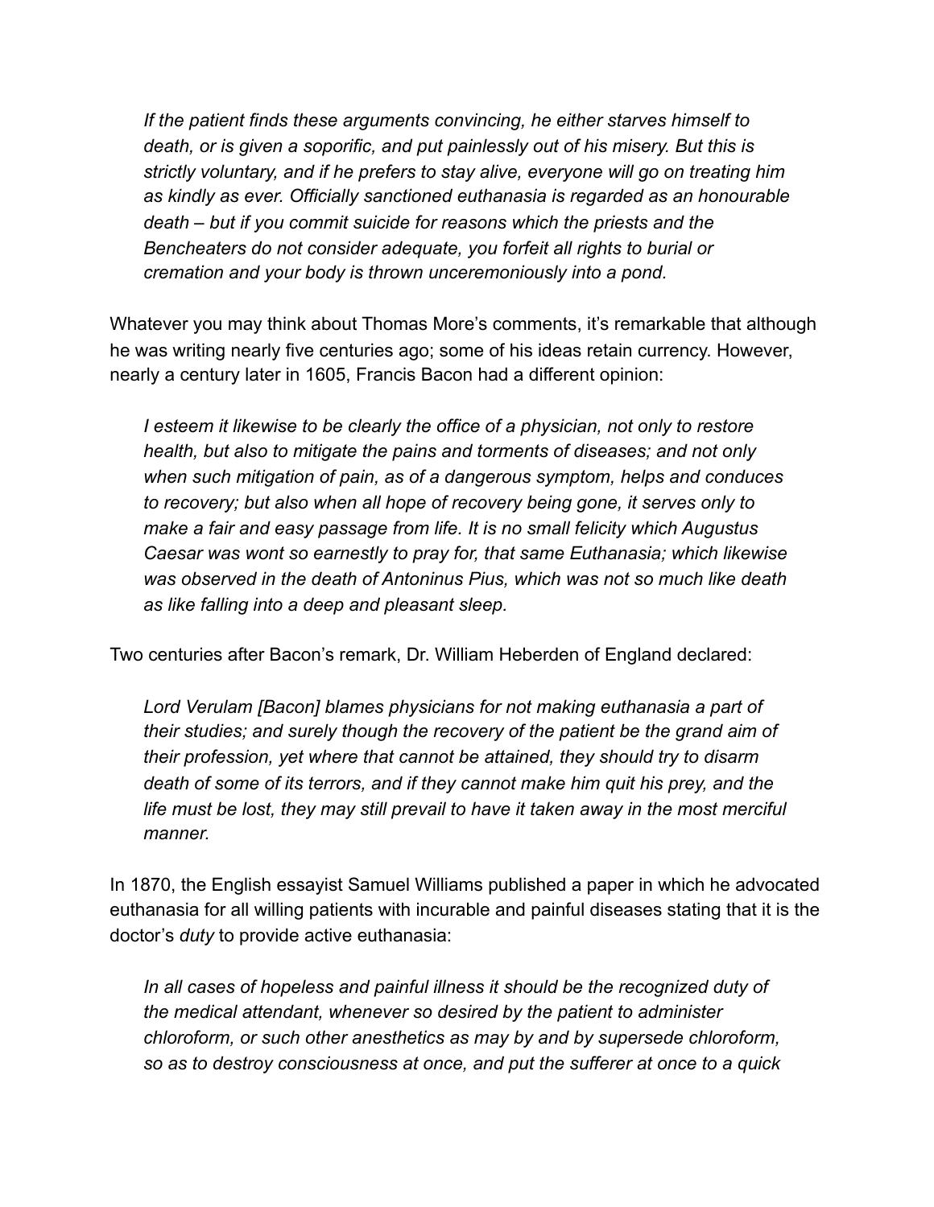*If the patient finds these arguments convincing, he either starves himself to death, or is given a soporific, and put painlessly out of his misery. But this is strictly voluntary, and if he prefers to stay alive, everyone will go on treating him as kindly as ever. Officially sanctioned euthanasia is regarded as an honourable death – but if you commit suicide for reasons which the priests and the Bencheaters do not consider adequate, you forfeit all rights to burial or cremation and your body is thrown unceremoniously into a pond.*

Whatever you may think about Thomas More's comments, it's remarkable that although he was writing nearly five centuries ago; some of his ideas retain currency. However, nearly a century later in 1605, Francis Bacon had a different opinion:

*I esteem it likewise to be clearly the office of a physician, not only to restore health, but also to mitigate the pains and torments of diseases; and not only when such mitigation of pain, as of a dangerous symptom, helps and conduces to recovery; but also when all hope of recovery being gone, it serves only to make a fair and easy passage from life. It is no small felicity which Augustus Caesar was wont so earnestly to pray for, that same Euthanasia; which likewise was observed in the death of Antoninus Pius, which was not so much like death as like falling into a deep and pleasant sleep.*

Two centuries after Bacon's remark, Dr. William Heberden of England declared:

*Lord Verulam [Bacon] blames physicians for not making euthanasia a part of their studies; and surely though the recovery of the patient be the grand aim of their profession, yet where that cannot be attained, they should try to disarm death of some of its terrors, and if they cannot make him quit his prey, and the life must be lost, they may still prevail to have it taken away in the most merciful manner.*

In 1870, the English essayist Samuel Williams published a paper in which he advocated euthanasia for all willing patients with incurable and painful diseases stating that it is the doctor's *duty* to provide active euthanasia:

*In all cases of hopeless and painful illness it should be the recognized duty of the medical attendant, whenever so desired by the patient to administer chloroform, or such other anesthetics as may by and by supersede chloroform, so as to destroy consciousness at once, and put the sufferer at once to a quick*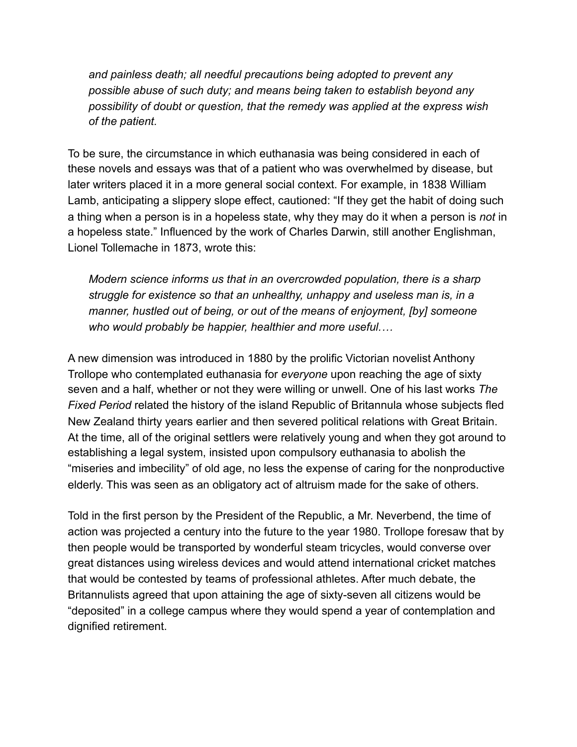*and painless death; all needful precautions being adopted to prevent any possible abuse of such duty; and means being taken to establish beyond any possibility of doubt or question, that the remedy was applied at the express wish of the patient.*

To be sure, the circumstance in which euthanasia was being considered in each of these novels and essays was that of a patient who was overwhelmed by disease, but later writers placed it in a more general social context. For example, in 1838 William Lamb, anticipating a slippery slope effect, cautioned: "If they get the habit of doing such a thing when a person is in a hopeless state, why they may do it when a person is *not* in a hopeless state." Influenced by the work of Charles Darwin, still another Englishman, Lionel Tollemache in 1873, wrote this:

*Modern science informs us that in an overcrowded population, there is a sharp struggle for existence so that an unhealthy, unhappy and useless man is, in a manner, hustled out of being, or out of the means of enjoyment, [by] someone who would probably be happier, healthier and more useful….*

A new dimension was introduced in 1880 by the prolific Victorian novelist Anthony Trollope who contemplated euthanasia for *everyone* upon reaching the age of sixty seven and a half, whether or not they were willing or unwell. One of his last works *The Fixed Period* related the history of the island Republic of Britannula whose subjects fled New Zealand thirty years earlier and then severed political relations with Great Britain. At the time, all of the original settlers were relatively young and when they got around to establishing a legal system, insisted upon compulsory euthanasia to abolish the "miseries and imbecility" of old age, no less the expense of caring for the nonproductive elderly. This was seen as an obligatory act of altruism made for the sake of others.

Told in the first person by the President of the Republic, a Mr. Neverbend, the time of action was projected a century into the future to the year 1980. Trollope foresaw that by then people would be transported by wonderful steam tricycles, would converse over great distances using wireless devices and would attend international cricket matches that would be contested by teams of professional athletes. After much debate, the Britannulists agreed that upon attaining the age of sixty-seven all citizens would be "deposited" in a college campus where they would spend a year of contemplation and dignified retirement.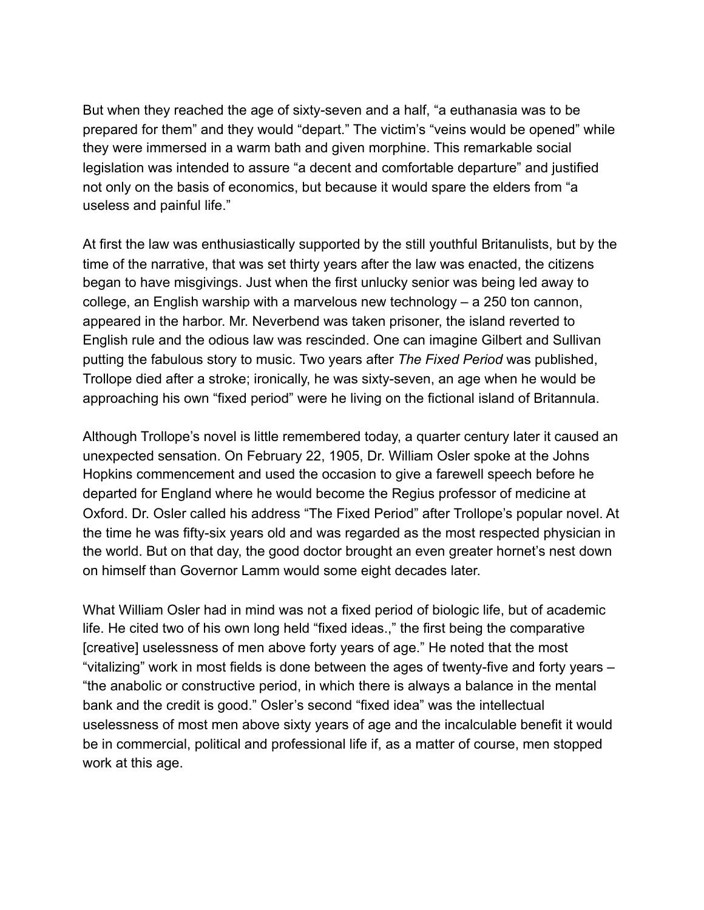But when they reached the age of sixty-seven and a half, “a euthanasia was to be prepared for them” and they would “depart.” The victim’s “veins would be opened” while they were immersed in a warm bath and given morphine. This remarkable social legislation was intended to assure “a decent and comfortable departure” and justified not only on the basis of economics, but because it would spare the elders from “a useless and painful life.”

At first the law was enthusiastically supported by the still youthful Britanulists, but by the time of the narrative, that was set thirty years after the law was enacted, the citizens began to have misgivings. Just when the first unlucky senior was being led away to college, an English warship with a marvelous new technology – a 250 ton cannon, appeared in the harbor. Mr. Neverbend was taken prisoner, the island reverted to English rule and the odious law was rescinded. One can imagine Gilbert and Sullivan putting the fabulous story to music. Two years after *The Fixed Period* was published, Trollope died after a stroke; ironically, he was sixty-seven, an age when he would be approaching his own “fixed period” were he living on the fictional island of Britannula.

Although Trollope’s novel is little remembered today, a quarter century later it caused an unexpected sensation. On February 22, 1905, Dr. William Osler spoke at the Johns Hopkins commencement and used the occasion to give a farewell speech before he departed for England where he would become the Regius professor of medicine at Oxford. Dr. Osler called his address “The Fixed Period” after Trollope’s popular novel. At the time he was fifty-six years old and was regarded as the most respected physician in the world. But on that day, the good doctor brought an even greater hornet’s nest down on himself than Governor Lamm would some eight decades later.

What William Osler had in mind was not a fixed period of biologic life, but of academic life. He cited two of his own long held “fixed ideas.,” the first being the comparative [creative] uselessness of men above forty years of age.” He noted that the most “vitalizing” work in most fields is done between the ages of twenty-five and forty years – “the anabolic or constructive period, in which there is always a balance in the mental bank and the credit is good.” Osler’s second “fixed idea” was the intellectual uselessness of most men above sixty years of age and the incalculable benefit it would be in commercial, political and professional life if, as a matter of course, men stopped work at this age.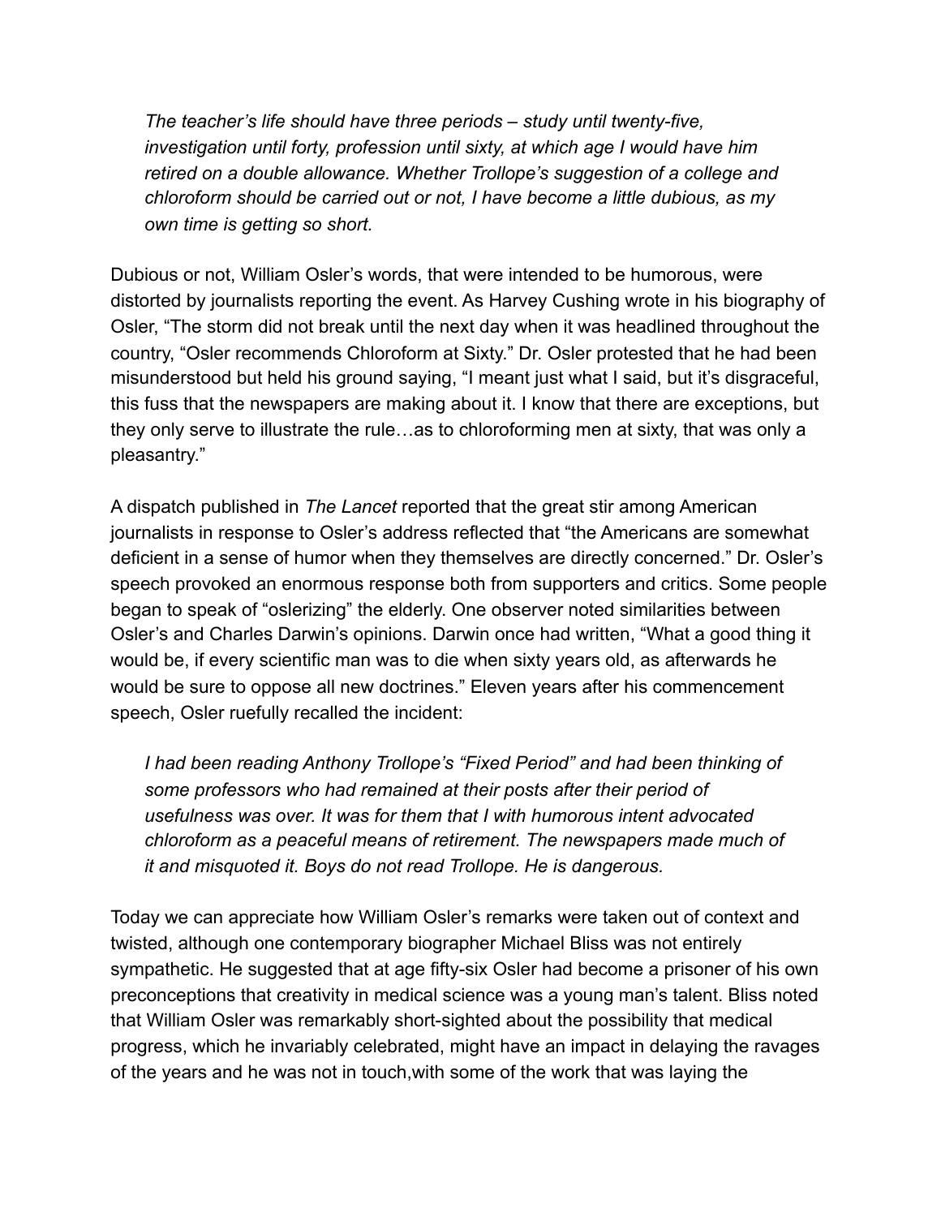> *The teacher's life should have three periods – study until twenty-five, investigation until forty, profession until sixty, at which age I would have him retired on a double allowance. Whether Trollope's suggestion of a college and chloroform should be carried out or not, I have become a little dubious, as my own time is getting so short.*

Dubious or not, William Osler's words, that were intended to be humorous, were distorted by journalists reporting the event. As Harvey Cushing wrote in his biography of Osler, "The storm did not break until the next day when it was headlined throughout the country, "Osler recommends Chloroform at Sixty." Dr. Osler protested that he had been misunderstood but held his ground saying, "I meant just what I said, but it's disgraceful, this fuss that the newspapers are making about it. I know that there are exceptions, but they only serve to illustrate the rule…as to chloroforming men at sixty, that was only a pleasantry."

A dispatch published in *The Lancet* reported that the great stir among American journalists in response to Osler's address reflected that "the Americans are somewhat deficient in a sense of humor when they themselves are directly concerned." Dr. Osler's speech provoked an enormous response both from supporters and critics. Some people began to speak of "oslerizing" the elderly. One observer noted similarities between Osler's and Charles Darwin's opinions. Darwin once had written, "What a good thing it would be, if every scientific man was to die when sixty years old, as afterwards he would be sure to oppose all new doctrines." Eleven years after his commencement speech, Osler ruefully recalled the incident:

> *I had been reading Anthony Trollope's "Fixed Period" and had been thinking of some professors who had remained at their posts after their period of usefulness was over. It was for them that I with humorous intent advocated chloroform as a peaceful means of retirement. The newspapers made much of it and misquoted it. Boys do not read Trollope. He is dangerous.*

Today we can appreciate how William Osler's remarks were taken out of context and twisted, although one contemporary biographer Michael Bliss was not entirely sympathetic. He suggested that at age fifty-six Osler had become a prisoner of his own preconceptions that creativity in medical science was a young man's talent. Bliss noted that William Osler was remarkably short-sighted about the possibility that medical progress, which he invariably celebrated, might have an impact in delaying the ravages of the years and he was not in touch,with some of the work that was laying the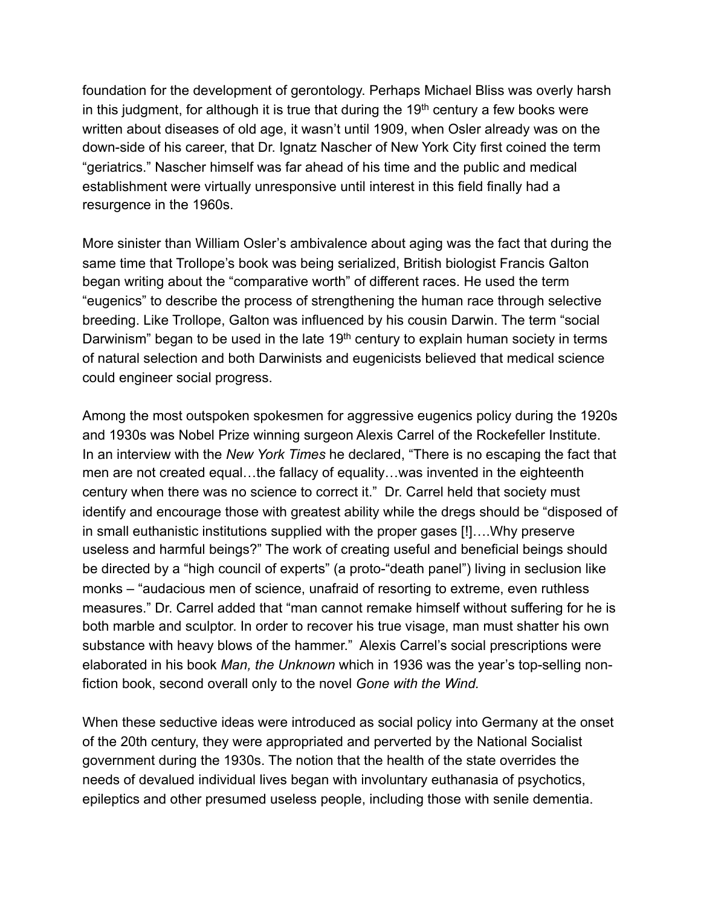foundation for the development of gerontology. Perhaps Michael Bliss was overly harsh in this judgment, for although it is true that during the 19th century a few books were written about diseases of old age, it wasn't until 1909, when Osler already was on the down-side of his career, that Dr. Ignatz Nascher of New York City first coined the term "geriatrics." Nascher himself was far ahead of his time and the public and medical establishment were virtually unresponsive until interest in this field finally had a resurgence in the 1960s.

More sinister than William Osler's ambivalence about aging was the fact that during the same time that Trollope's book was being serialized, British biologist Francis Galton began writing about the "comparative worth" of different races. He used the term "eugenics" to describe the process of strengthening the human race through selective breeding. Like Trollope, Galton was influenced by his cousin Darwin. The term "social Darwinism" began to be used in the late 19th century to explain human society in terms of natural selection and both Darwinists and eugenicists believed that medical science could engineer social progress.

Among the most outspoken spokesmen for aggressive eugenics policy during the 1920s and 1930s was Nobel Prize winning surgeon Alexis Carrel of the Rockefeller Institute. In an interview with the *New York Times* he declared, "There is no escaping the fact that men are not created equal…the fallacy of equality…was invented in the eighteenth century when there was no science to correct it." Dr. Carrel held that society must identify and encourage those with greatest ability while the dregs should be "disposed of in small euthanistic institutions supplied with the proper gases [!]….Why preserve useless and harmful beings?" The work of creating useful and beneficial beings should be directed by a "high council of experts" (a proto-"death panel") living in seclusion like monks – "audacious men of science, unafraid of resorting to extreme, even ruthless measures." Dr. Carrel added that "man cannot remake himself without suffering for he is both marble and sculptor. In order to recover his true visage, man must shatter his own substance with heavy blows of the hammer." Alexis Carrel's social prescriptions were elaborated in his book *Man, the Unknown* which in 1936 was the year's top-selling non-fiction book, second overall only to the novel *Gone with the Wind.*

When these seductive ideas were introduced as social policy into Germany at the onset of the 20th century, they were appropriated and perverted by the National Socialist government during the 1930s. The notion that the health of the state overrides the needs of devalued individual lives began with involuntary euthanasia of psychotics, epileptics and other presumed useless people, including those with senile dementia.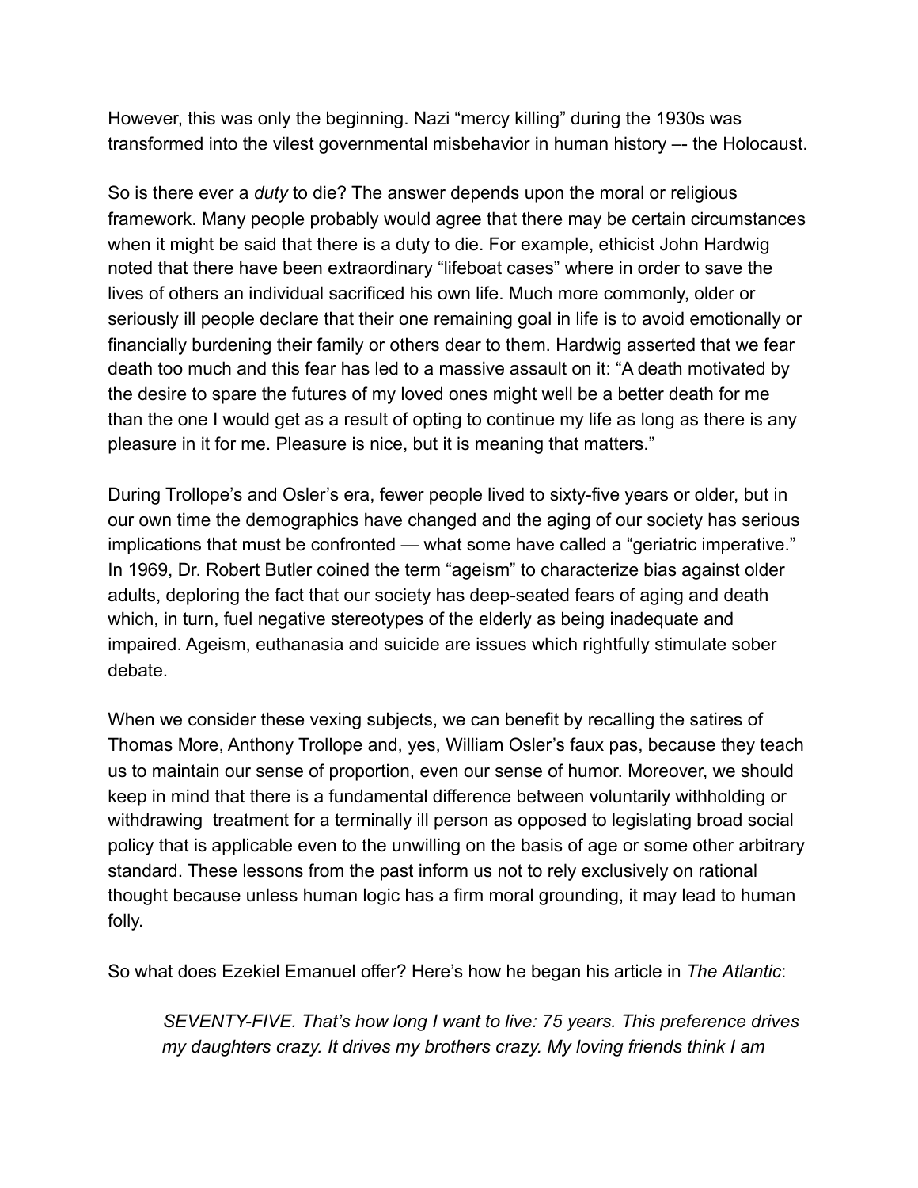However, this was only the beginning. Nazi “mercy killing” during the 1930s was transformed into the vilest governmental misbehavior in human history –- the Holocaust.

So is there ever a *duty* to die? The answer depends upon the moral or religious framework. Many people probably would agree that there may be certain circumstances when it might be said that there is a duty to die. For example, ethicist John Hardwig noted that there have been extraordinary “lifeboat cases” where in order to save the lives of others an individual sacrificed his own life. Much more commonly, older or seriously ill people declare that their one remaining goal in life is to avoid emotionally or financially burdening their family or others dear to them. Hardwig asserted that we fear death too much and this fear has led to a massive assault on it: “A death motivated by the desire to spare the futures of my loved ones might well be a better death for me than the one I would get as a result of opting to continue my life as long as there is any pleasure in it for me. Pleasure is nice, but it is meaning that matters.”

During Trollope’s and Osler’s era, fewer people lived to sixty-five years or older, but in our own time the demographics have changed and the aging of our society has serious implications that must be confronted — what some have called a “geriatric imperative.” In 1969, Dr. Robert Butler coined the term “ageism” to characterize bias against older adults, deploring the fact that our society has deep-seated fears of aging and death which, in turn, fuel negative stereotypes of the elderly as being inadequate and impaired. Ageism, euthanasia and suicide are issues which rightfully stimulate sober debate.

When we consider these vexing subjects, we can benefit by recalling the satires of Thomas More, Anthony Trollope and, yes, William Osler’s faux pas, because they teach us to maintain our sense of proportion, even our sense of humor. Moreover, we should keep in mind that there is a fundamental difference between voluntarily withholding or withdrawing treatment for a terminally ill person as opposed to legislating broad social policy that is applicable even to the unwilling on the basis of age or some other arbitrary standard. These lessons from the past inform us not to rely exclusively on rational thought because unless human logic has a firm moral grounding, it may lead to human folly.

So what does Ezekiel Emanuel offer? Here’s how he began his article in *The Atlantic*:

> *SEVENTY-FIVE. That’s how long I want to live: 75 years. This preference drives my daughters crazy. It drives my brothers crazy. My loving friends think I am*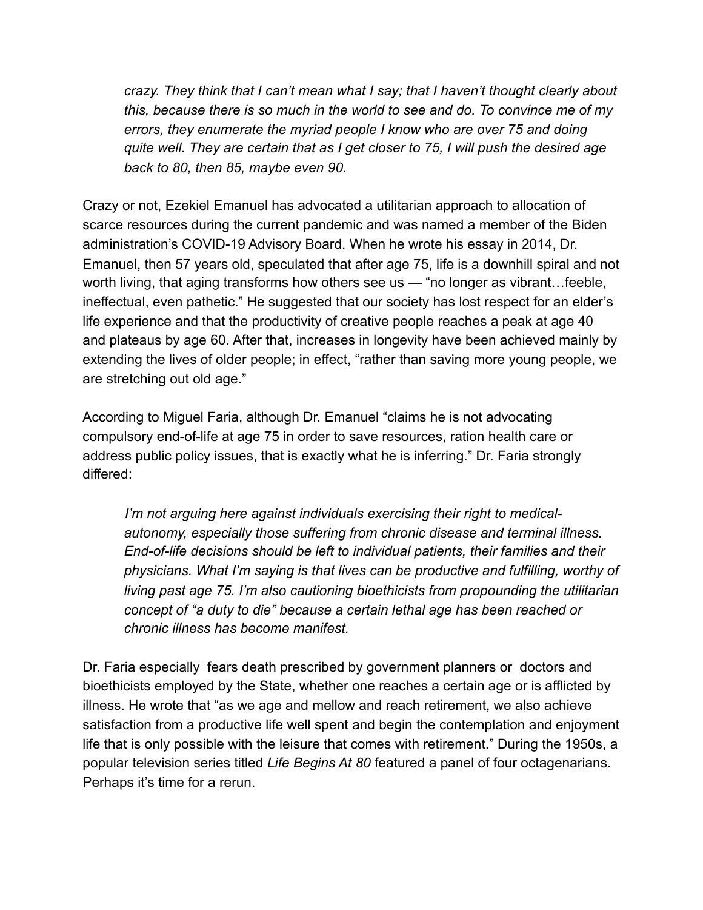*crazy. They think that I can't mean what I say; that I haven't thought clearly about this, because there is so much in the world to see and do. To convince me of my errors, they enumerate the myriad people I know who are over 75 and doing quite well. They are certain that as I get closer to 75, I will push the desired age back to 80, then 85, maybe even 90.*

Crazy or not, Ezekiel Emanuel has advocated a utilitarian approach to allocation of scarce resources during the current pandemic and was named a member of the Biden administration's COVID-19 Advisory Board. When he wrote his essay in 2014, Dr. Emanuel, then 57 years old, speculated that after age 75, life is a downhill spiral and not worth living, that aging transforms how others see us — "no longer as vibrant…feeble, ineffectual, even pathetic." He suggested that our society has lost respect for an elder's life experience and that the productivity of creative people reaches a peak at age 40 and plateaus by age 60. After that, increases in longevity have been achieved mainly by extending the lives of older people; in effect, "rather than saving more young people, we are stretching out old age."

According to Miguel Faria, although Dr. Emanuel "claims he is not advocating compulsory end-of-life at age 75 in order to save resources, ration health care or address public policy issues, that is exactly what he is inferring." Dr. Faria strongly differed:

> *I'm not arguing here against individuals exercising their right to medical-autonomy, especially those suffering from chronic disease and terminal illness. End-of-life decisions should be left to individual patients, their families and their physicians. What I'm saying is that lives can be productive and fulfilling, worthy of living past age 75. I'm also cautioning bioethicists from propounding the utilitarian concept of "a duty to die" because a certain lethal age has been reached or chronic illness has become manifest.*

Dr. Faria especially fears death prescribed by government planners or doctors and bioethicists employed by the State, whether one reaches a certain age or is afflicted by illness. He wrote that "as we age and mellow and reach retirement, we also achieve satisfaction from a productive life well spent and begin the contemplation and enjoyment life that is only possible with the leisure that comes with retirement." During the 1950s, a popular television series titled *Life Begins At 80* featured a panel of four octagenarians. Perhaps it's time for a rerun.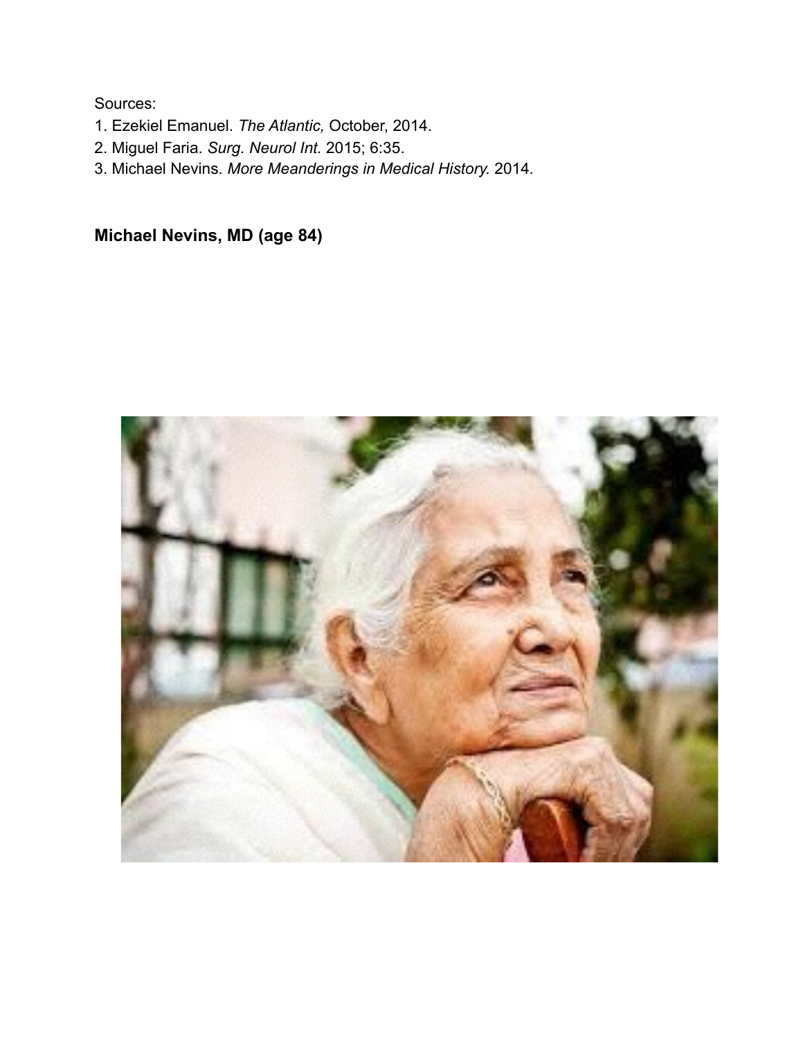Sources:

1. Ezekiel Emanuel. *The Atlantic,* October, 2014.
2. Miguel Faria. *Surg. Neurol Int.* 2015; 6:35.
3. Michael Nevins. *More Meanderings in Medical History.* 2014.

**Michael Nevins, MD (age 84)**